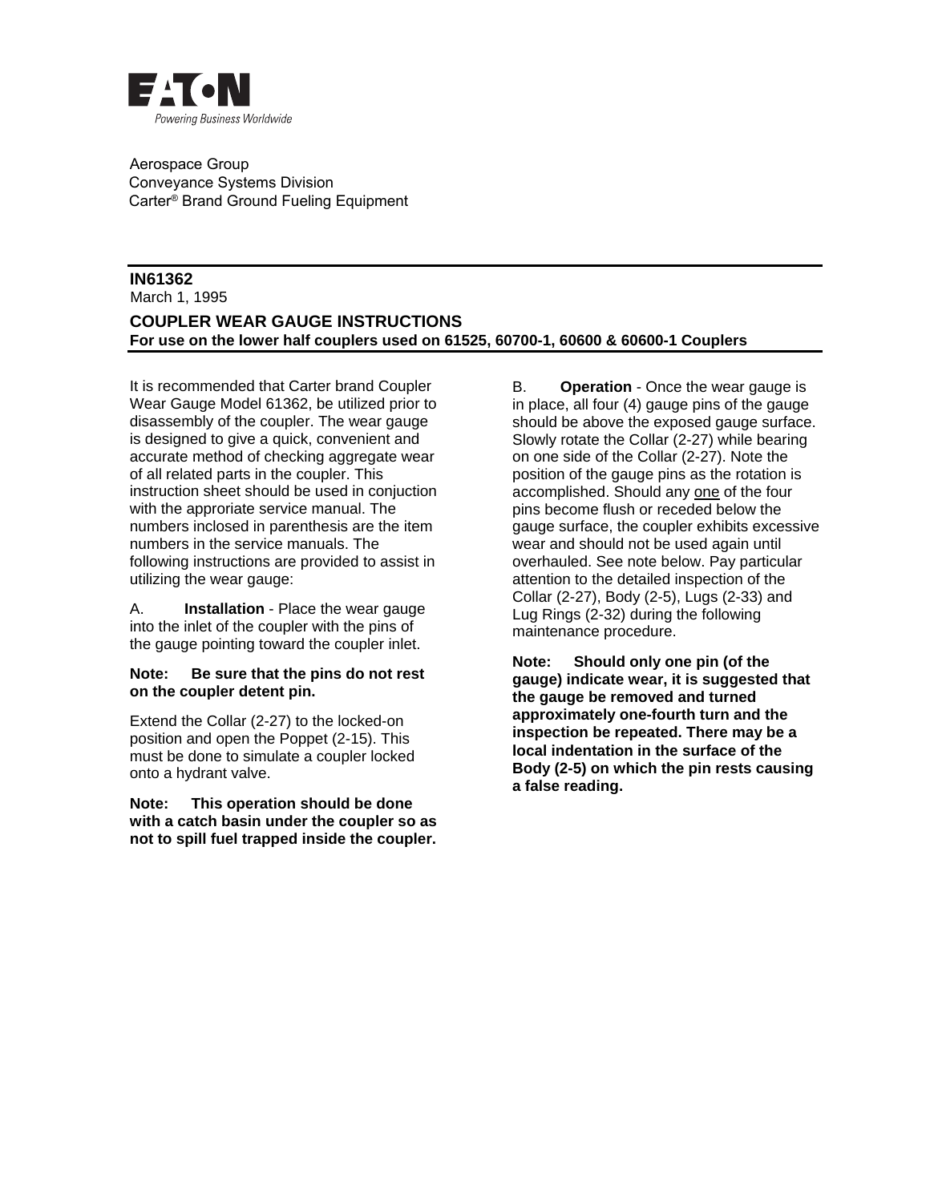Aerospace Group
Conveyance Systems Division
Carter® Brand Ground Fueling Equipment

**IN61362**
March 1, 1995

## COUPLER WEAR GAUGE INSTRUCTIONS

**For use on the lower half couplers used on 61525, 60700-1, 60600 & 60600-1 Couplers**

It is recommended that Carter brand Coupler Wear Gauge Model 61362, be utilized prior to disassembly of the coupler. The wear gauge is designed to give a quick, convenient and accurate method of checking aggregate wear of all related parts in the coupler. This instruction sheet should be used in conjuction with the approriate service manual. The numbers inclosed in parenthesis are the item numbers in the service manuals. The following instructions are provided to assist in utilizing the wear gauge:

A. **Installation** - Place the wear gauge into the inlet of the coupler with the pins of the gauge pointing toward the coupler inlet.

**Note: Be sure that the pins do not rest on the coupler detent pin.**

Extend the Collar (2-27) to the locked-on position and open the Poppet (2-15). This must be done to simulate a coupler locked onto a hydrant valve.

**Note: This operation should be done with a catch basin under the coupler so as not to spill fuel trapped inside the coupler.**

B. **Operation** - Once the wear gauge is in place, all four (4) gauge pins of the gauge should be above the exposed gauge surface. Slowly rotate the Collar (2-27) while bearing on one side of the Collar (2-27). Note the position of the gauge pins as the rotation is accomplished. Should any <u>one</u> of the four pins become flush or receded below the gauge surface, the coupler exhibits excessive wear and should not be used again until overhauled. See note below. Pay particular attention to the detailed inspection of the Collar (2-27), Body (2-5), Lugs (2-33) and Lug Rings (2-32) during the following maintenance procedure.

**Note: Should only one pin (of the gauge) indicate wear, it is suggested that the gauge be removed and turned approximately one-fourth turn and the inspection be repeated. There may be a local indentation in the surface of the Body (2-5) on which the pin rests causing a false reading.**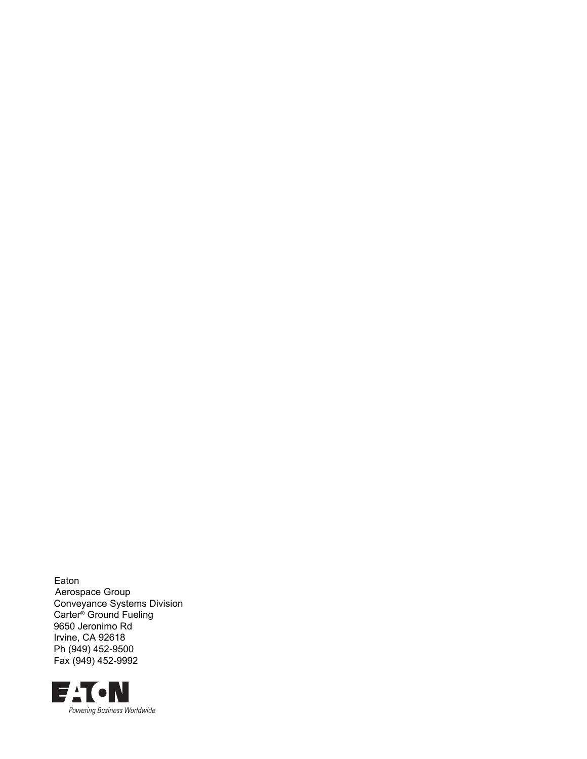Eaton
Aerospace Group
Conveyance Systems Division
Carter® Ground Fueling
9650 Jeronimo Rd
Irvine, CA 92618
Ph (949) 452-9500
Fax (949) 452-9992

EATON
*Powering Business Worldwide*